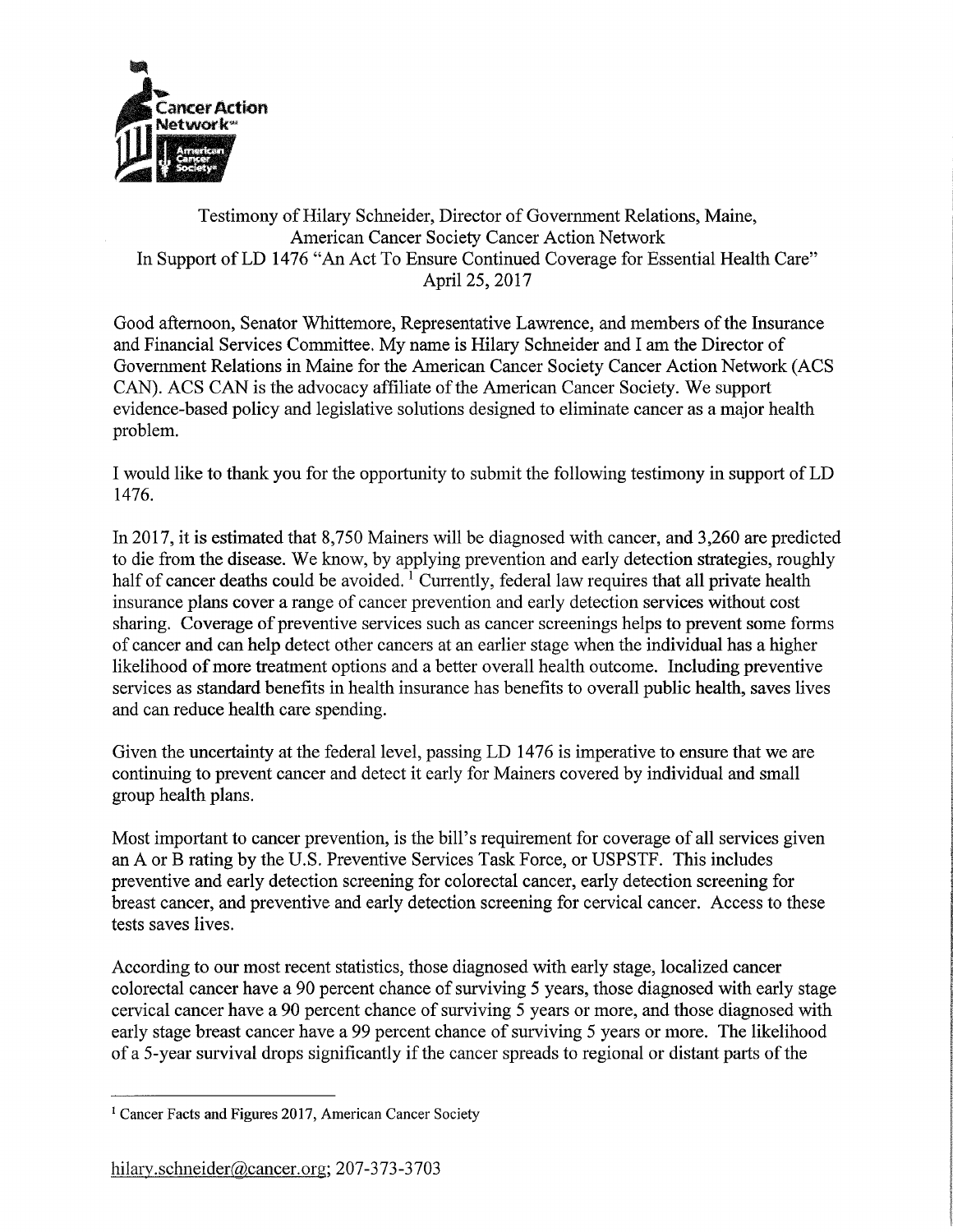Testimony of Hilary Schneider, Director of Government Relations, Maine,
American Cancer Society Cancer Action Network
In Support of LD 1476 "An Act To Ensure Continued Coverage for Essential Health Care"
April 25, 2017

Good afternoon, Senator Whittemore, Representative Lawrence, and members of the Insurance and Financial Services Committee. My name is Hilary Schneider and I am the Director of Government Relations in Maine for the American Cancer Society Cancer Action Network (ACS CAN). ACS CAN is the advocacy affiliate of the American Cancer Society. We support evidence-based policy and legislative solutions designed to eliminate cancer as a major health problem.

I would like to thank you for the opportunity to submit the following testimony in support of LD 1476.

In 2017, it is estimated that 8,750 Mainers will be diagnosed with cancer, and 3,260 are predicted to die from the disease. We know, by applying prevention and early detection strategies, roughly half of cancer deaths could be avoided. [1] Currently, federal law requires that all private health insurance plans cover a range of cancer prevention and early detection services without cost sharing. Coverage of preventive services such as cancer screenings helps to prevent some forms of cancer and can help detect other cancers at an earlier stage when the individual has a higher likelihood of more treatment options and a better overall health outcome. Including preventive services as standard benefits in health insurance has benefits to overall public health, saves lives and can reduce health care spending.

Given the uncertainty at the federal level, passing LD 1476 is imperative to ensure that we are continuing to prevent cancer and detect it early for Mainers covered by individual and small group health plans.

Most important to cancer prevention, is the bill's requirement for coverage of all services given an A or B rating by the U.S. Preventive Services Task Force, or USPSTF. This includes preventive and early detection screening for colorectal cancer, early detection screening for breast cancer, and preventive and early detection screening for cervical cancer. Access to these tests saves lives.

According to our most recent statistics, those diagnosed with early stage, localized cancer colorectal cancer have a 90 percent chance of surviving 5 years, those diagnosed with early stage cervical cancer have a 90 percent chance of surviving 5 years or more, and those diagnosed with early stage breast cancer have a 99 percent chance of surviving 5 years or more. The likelihood of a 5-year survival drops significantly if the cancer spreads to regional or distant parts of the

[1] Cancer Facts and Figures 2017, American Cancer Society

hilary.schneider@cancer.org; 207-373-3703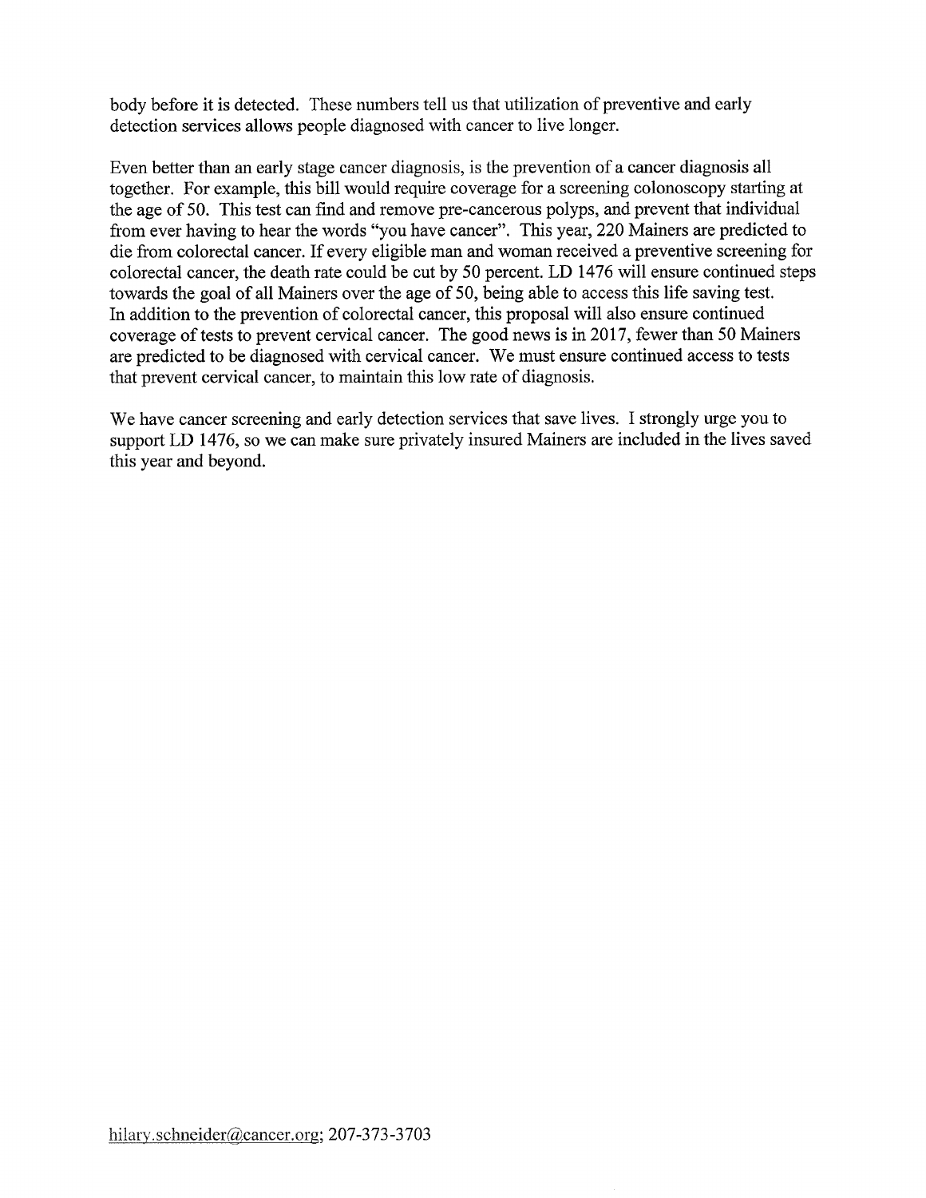body before it is detected. These numbers tell us that utilization of preventive and early detection services allows people diagnosed with cancer to live longer.

Even better than an early stage cancer diagnosis, is the prevention of a cancer diagnosis all together. For example, this bill would require coverage for a screening colonoscopy starting at the age of 50. This test can find and remove pre-cancerous polyps, and prevent that individual from ever having to hear the words "you have cancer". This year, 220 Mainers are predicted to die from colorectal cancer. If every eligible man and woman received a preventive screening for colorectal cancer, the death rate could be cut by 50 percent. LD 1476 will ensure continued steps towards the goal of all Mainers over the age of 50, being able to access this life saving test. In addition to the prevention of colorectal cancer, this proposal will also ensure continued coverage of tests to prevent cervical cancer. The good news is in 2017, fewer than 50 Mainers are predicted to be diagnosed with cervical cancer. We must ensure continued access to tests that prevent cervical cancer, to maintain this low rate of diagnosis.

We have cancer screening and early detection services that save lives. I strongly urge you to support LD 1476, so we can make sure privately insured Mainers are included in the lives saved this year and beyond.

hilary.schneider@cancer.org; 207-373-3703